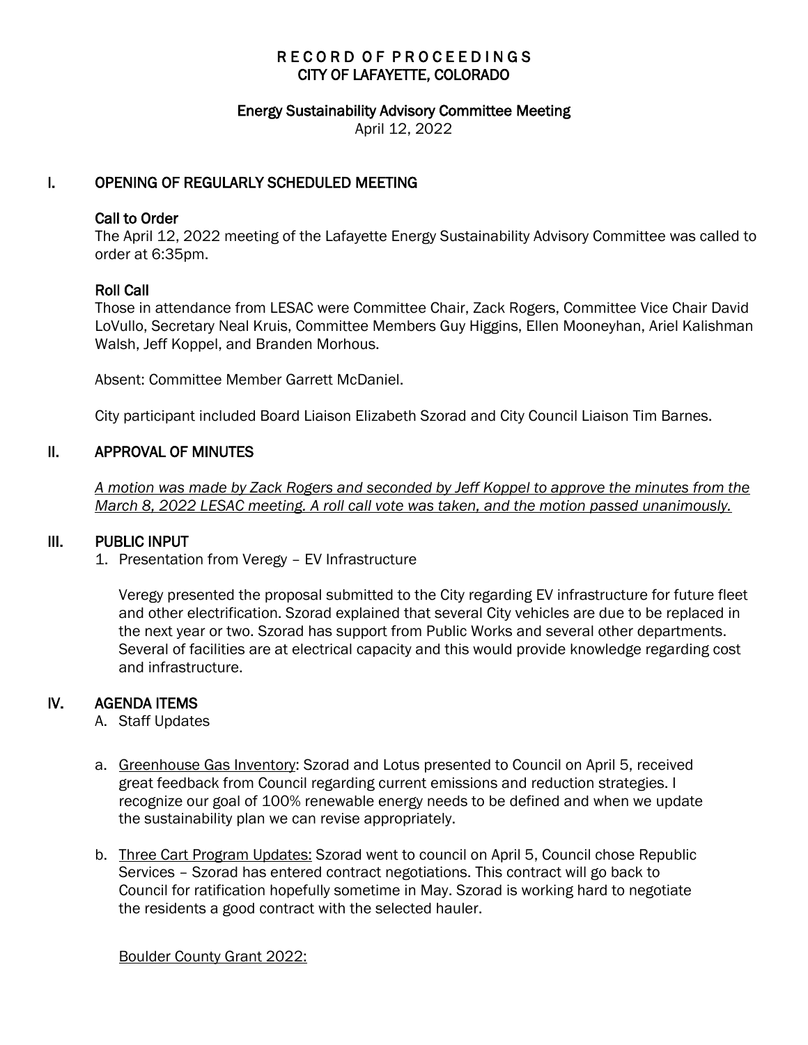# RECORD OF PROCEEDINGS
# CITY OF LAFAYETTE, COLORADO

## Energy Sustainability Advisory Committee Meeting

April 12, 2022

## I. OPENING OF REGULARLY SCHEDULED MEETING

### Call to Order

The April 12, 2022 meeting of the Lafayette Energy Sustainability Advisory Committee was called to order at 6:35pm.

### Roll Call

Those in attendance from LESAC were Committee Chair, Zack Rogers, Committee Vice Chair David LoVullo, Secretary Neal Kruis, Committee Members Guy Higgins, Ellen Mooneyhan, Ariel Kalishman Walsh, Jeff Koppel, and Branden Morhous.

Absent: Committee Member Garrett McDaniel.

City participant included Board Liaison Elizabeth Szorad and City Council Liaison Tim Barnes.

## II. APPROVAL OF MINUTES

*A motion was made by Zack Rogers and seconded by Jeff Koppel to approve the minutes from the March 8, 2022 LESAC meeting. A roll call vote was taken, and the motion passed unanimously.*

## III. PUBLIC INPUT

1. Presentation from Veregy – EV Infrastructure

   Veregy presented the proposal submitted to the City regarding EV infrastructure for future fleet and other electrification. Szorad explained that several City vehicles are due to be replaced in the next year or two. Szorad has support from Public Works and several other departments. Several of facilities are at electrical capacity and this would provide knowledge regarding cost and infrastructure.

## IV. AGENDA ITEMS

A. Staff Updates

a. Greenhouse Gas Inventory: Szorad and Lotus presented to Council on April 5, received great feedback from Council regarding current emissions and reduction strategies. I recognize our goal of 100% renewable energy needs to be defined and when we update the sustainability plan we can revise appropriately.

b. Three Cart Program Updates: Szorad went to council on April 5, Council chose Republic Services – Szorad has entered contract negotiations. This contract will go back to Council for ratification hopefully sometime in May. Szorad is working hard to negotiate the residents a good contract with the selected hauler.

   Boulder County Grant 2022: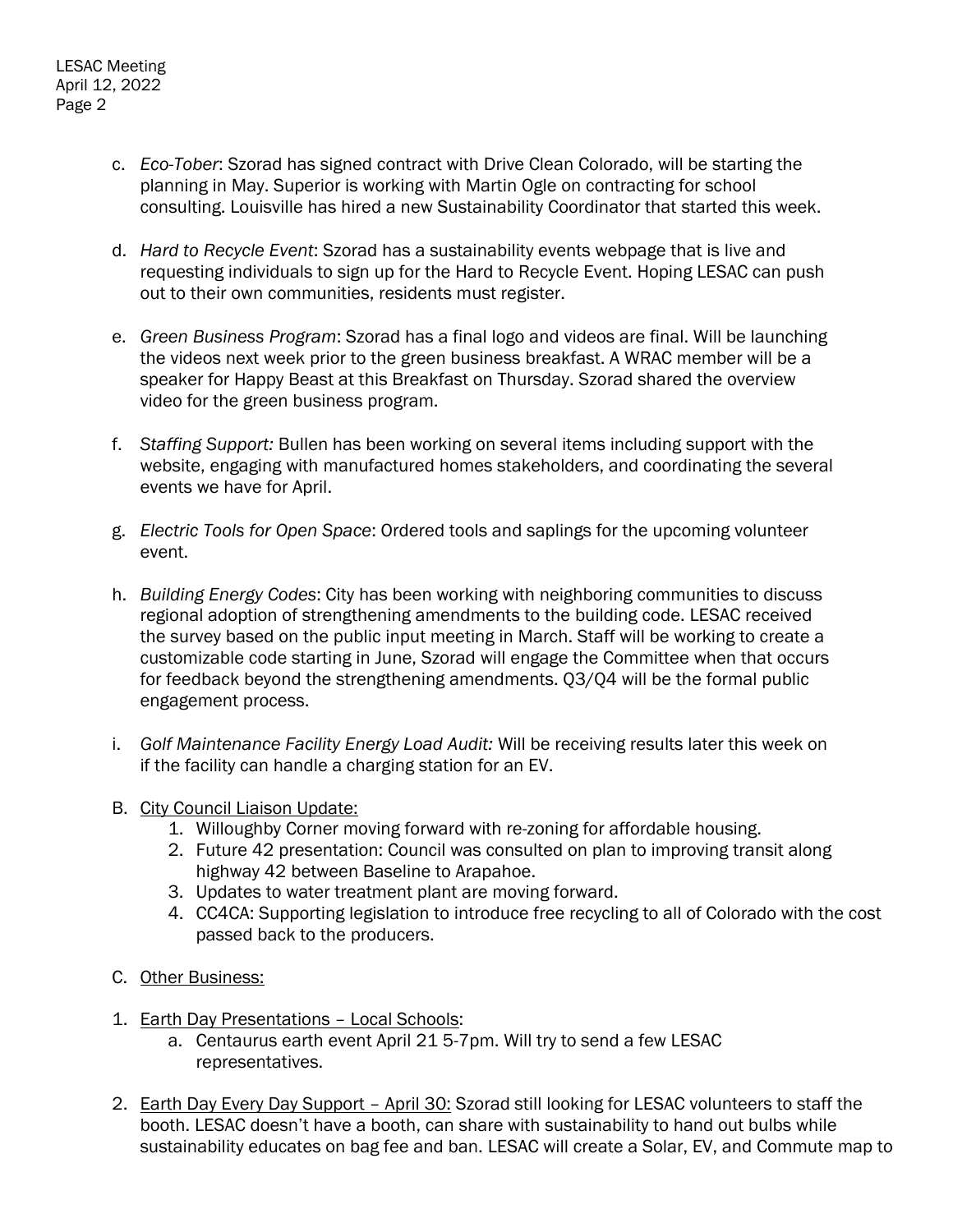c. *Eco-Tober*: Szorad has signed contract with Drive Clean Colorado, will be starting the planning in May. Superior is working with Martin Ogle on contracting for school consulting. Louisville has hired a new Sustainability Coordinator that started this week.

d. *Hard to Recycle Event*: Szorad has a sustainability events webpage that is live and requesting individuals to sign up for the Hard to Recycle Event. Hoping LESAC can push out to their own communities, residents must register.

e. *Green Business Program*: Szorad has a final logo and videos are final. Will be launching the videos next week prior to the green business breakfast. A WRAC member will be a speaker for Happy Beast at this Breakfast on Thursday. Szorad shared the overview video for the green business program.

f. *Staffing Support:* Bullen has been working on several items including support with the website, engaging with manufactured homes stakeholders, and coordinating the several events we have for April.

g. *Electric Tools for Open Space*: Ordered tools and saplings for the upcoming volunteer event.

h. *Building Energy Codes*: City has been working with neighboring communities to discuss regional adoption of strengthening amendments to the building code. LESAC received the survey based on the public input meeting in March. Staff will be working to create a customizable code starting in June, Szorad will engage the Committee when that occurs for feedback beyond the strengthening amendments. Q3/Q4 will be the formal public engagement process.

i. *Golf Maintenance Facility Energy Load Audit:* Will be receiving results later this week on if the facility can handle a charging station for an EV.

B. <u>City Council Liaison Update:</u>
   1. Willoughby Corner moving forward with re-zoning for affordable housing.
   2. Future 42 presentation: Council was consulted on plan to improving transit along highway 42 between Baseline to Arapahoe.
   3. Updates to water treatment plant are moving forward.
   4. CC4CA: Supporting legislation to introduce free recycling to all of Colorado with the cost passed back to the producers.

C. <u>Other Business:</u>

1. <u>Earth Day Presentations – Local Schools</u>:
   a. Centaurus earth event April 21 5-7pm. Will try to send a few LESAC representatives.

2. <u>Earth Day Every Day Support – April 30:</u> Szorad still looking for LESAC volunteers to staff the booth. LESAC doesn't have a booth, can share with sustainability to hand out bulbs while sustainability educates on bag fee and ban. LESAC will create a Solar, EV, and Commute map to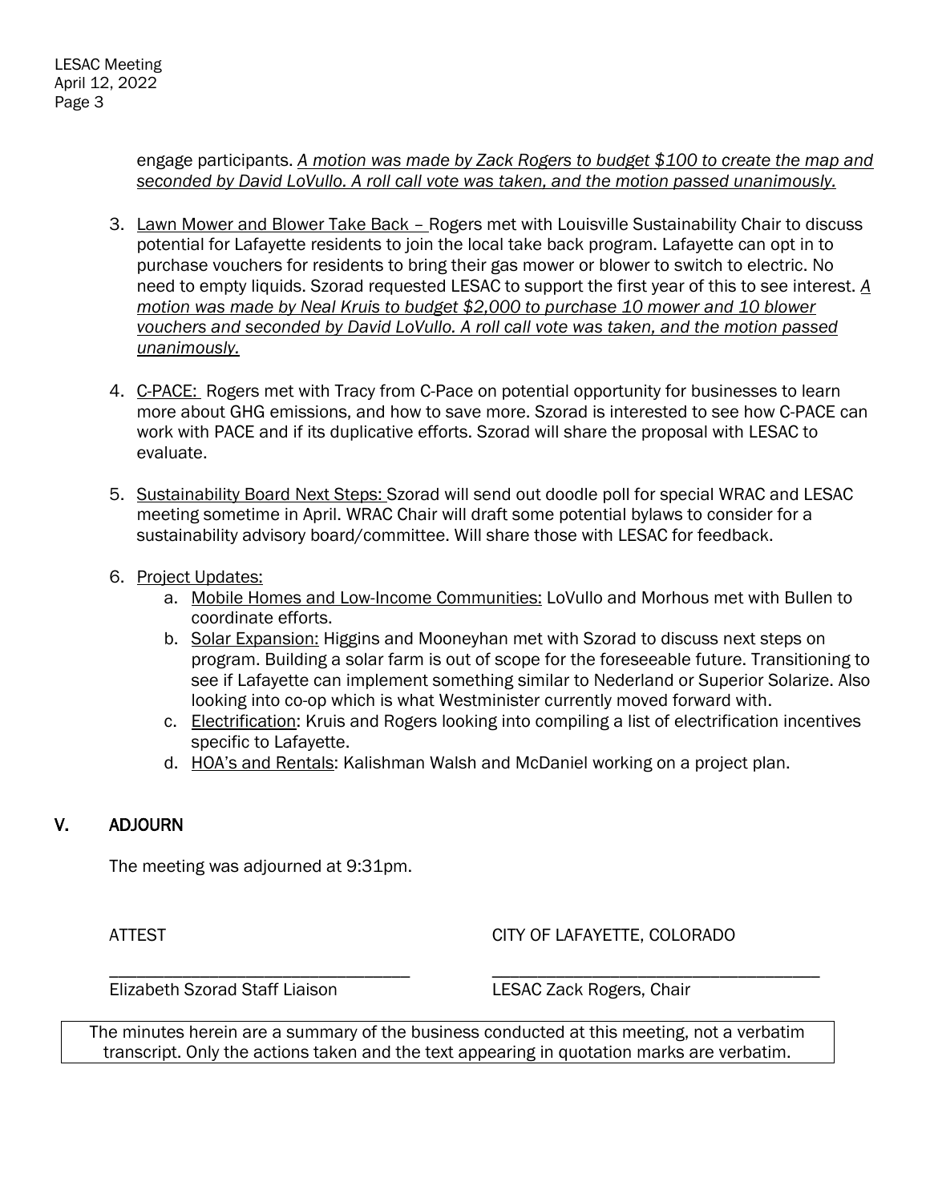engage participants. *A motion was made by Zack Rogers to budget $100 to create the map and seconded by David LoVullo. A roll call vote was taken, and the motion passed unanimously.*

3. Lawn Mower and Blower Take Back – Rogers met with Louisville Sustainability Chair to discuss potential for Lafayette residents to join the local take back program. Lafayette can opt in to purchase vouchers for residents to bring their gas mower or blower to switch to electric. No need to empty liquids. Szorad requested LESAC to support the first year of this to see interest. *A motion was made by Neal Kruis to budget $2,000 to purchase 10 mower and 10 blower vouchers and seconded by David LoVullo. A roll call vote was taken, and the motion passed unanimously.*

4. C-PACE: Rogers met with Tracy from C-Pace on potential opportunity for businesses to learn more about GHG emissions, and how to save more. Szorad is interested to see how C-PACE can work with PACE and if its duplicative efforts. Szorad will share the proposal with LESAC to evaluate.

5. Sustainability Board Next Steps: Szorad will send out doodle poll for special WRAC and LESAC meeting sometime in April. WRAC Chair will draft some potential bylaws to consider for a sustainability advisory board/committee. Will share those with LESAC for feedback.

6. Project Updates:
   a. Mobile Homes and Low-Income Communities: LoVullo and Morhous met with Bullen to coordinate efforts.
   b. Solar Expansion: Higgins and Mooneyhan met with Szorad to discuss next steps on program. Building a solar farm is out of scope for the foreseeable future. Transitioning to see if Lafayette can implement something similar to Nederland or Superior Solarize. Also looking into co-op which is what Westminister currently moved forward with.
   c. Electrification: Kruis and Rogers looking into compiling a list of electrification incentives specific to Lafayette.
   d. HOA's and Rentals: Kalishman Walsh and McDaniel working on a project plan.

## V. ADJOURN

The meeting was adjourned at 9:31pm.

ATTEST

\_\_\_\_\_\_\_\_\_\_\_\_\_\_\_\_\_\_\_\_\_\_\_\_\_\_\_\_\_\_\_\_

Elizabeth Szorad Staff Liaison

CITY OF LAFAYETTE, COLORADO

\_\_\_\_\_\_\_\_\_\_\_\_\_\_\_\_\_\_\_\_\_\_\_\_\_\_\_\_\_\_\_\_

LESAC Zack Rogers, Chair

The minutes herein are a summary of the business conducted at this meeting, not a verbatim transcript. Only the actions taken and the text appearing in quotation marks are verbatim.